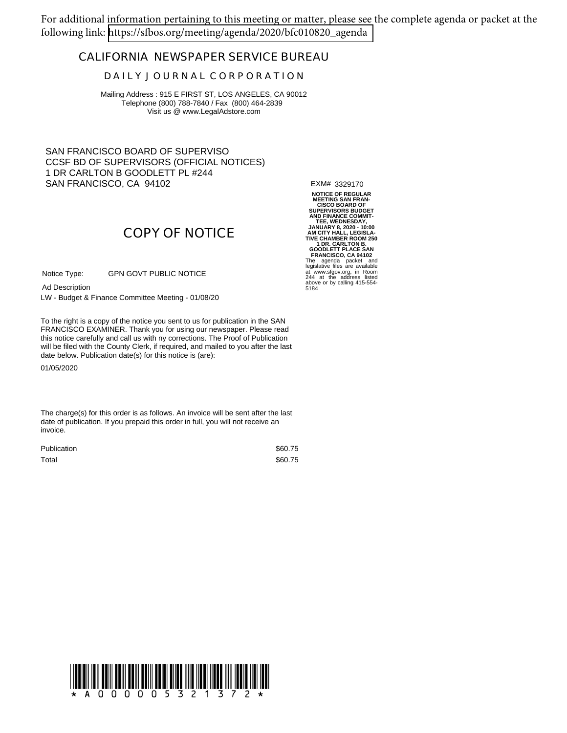For additional information pertaining to this meeting or matter, please see the complete agenda or packet at the following link: https://sfbos.org/meeting/agenda/2020/bfc010820_agenda

# CALIFORNIA NEWSPAPER SERVICE BUREAU

## DAILY JOURNAL CORPORATION

Mailing Address : 915 E FIRST ST, LOS ANGELES, CA 90012
Telephone (800) 788-7840 / Fax (800) 464-2839
Visit us @ www.LegalAdstore.com

SAN FRANCISCO BOARD OF SUPERVISO
CCSF BD OF SUPERVISORS (OFFICIAL NOTICES)
1 DR CARLTON B GOODLETT PL #244
SAN FRANCISCO, CA 94102

EXM# 3329170

**NOTICE OF REGULAR MEETING SAN FRANCISCO BOARD OF SUPERVISORS BUDGET AND FINANCE COMMITTEE, WEDNESDAY, JANUARY 8, 2020 - 10:00 AM CITY HALL, LEGISLATIVE CHAMBER ROOM 250 1 DR. CARLTON B. GOODLETT PLACE SAN FRANCISCO, CA 94102**

The agenda packet and legislative files are available at www.sfgov.org, in Room 244 at the address listed above or by calling 415-554-5184

## COPY OF NOTICE

Notice Type: GPN GOVT PUBLIC NOTICE

Ad Description

LW - Budget & Finance Committee Meeting - 01/08/20

To the right is a copy of the notice you sent to us for publication in the SAN FRANCISCO EXAMINER. Thank you for using our newspaper. Please read this notice carefully and call us with ny corrections. The Proof of Publication will be filed with the County Clerk, if required, and mailed to you after the last date below. Publication date(s) for this notice is (are):

01/05/2020

The charge(s) for this order is as follows. An invoice will be sent after the last date of publication. If you prepaid this order in full, you will not receive an invoice.

| | |
|---|---|
| Publication | $60.75 |
| Total | $60.75 |

\* A 0 0 0 0 0 5 3 2 1 3 7 2 \*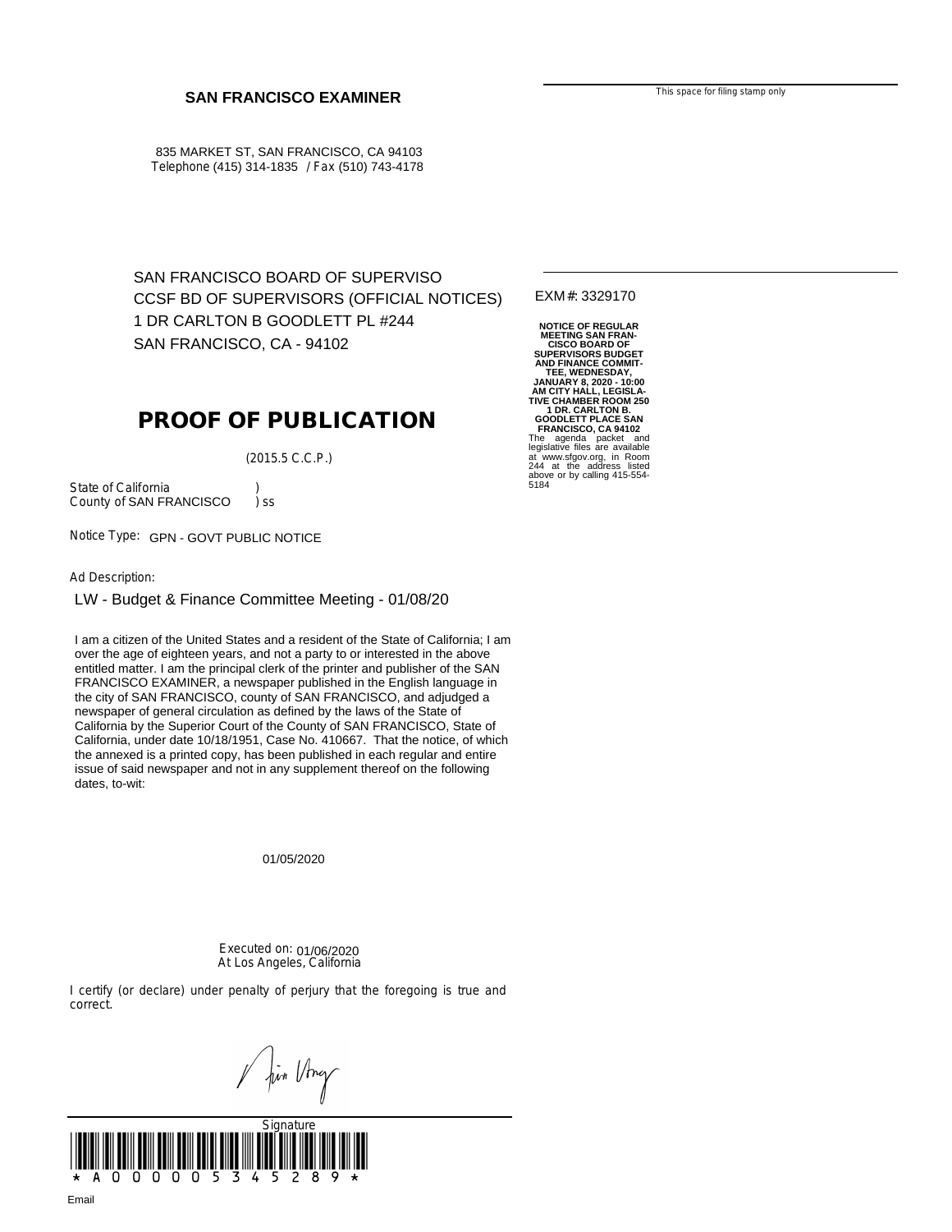**SAN FRANCISCO EXAMINER**

This space for filing stamp only

835 MARKET ST, SAN FRANCISCO, CA 94103
Telephone (415) 314-1835 / Fax (510) 743-4178

SAN FRANCISCO BOARD OF SUPERVISO
CCSF BD OF SUPERVISORS (OFFICIAL NOTICES)
1 DR CARLTON B GOODLETT PL #244
SAN FRANCISCO, CA - 94102

EXM#: 3329170

**NOTICE OF REGULAR MEETING SAN FRANCISCO BOARD OF SUPERVISORS BUDGET AND FINANCE COMMITTEE, WEDNESDAY, JANUARY 8, 2020 - 10:00 AM CITY HALL, LEGISLATIVE CHAMBER ROOM 250 1 DR. CARLTON B. GOODLETT PLACE SAN FRANCISCO, CA 94102**

The agenda packet and legislative files are available at www.sfgov.org, in Room 244 at the address listed above or by calling 415-554-5184

# PROOF OF PUBLICATION

(2015.5 C.C.P.)

State of California )
County of SAN FRANCISCO ) ss

Notice Type: GPN - GOVT PUBLIC NOTICE

Ad Description:

LW - Budget & Finance Committee Meeting - 01/08/20

I am a citizen of the United States and a resident of the State of California; I am over the age of eighteen years, and not a party to or interested in the above entitled matter. I am the principal clerk of the printer and publisher of the SAN FRANCISCO EXAMINER, a newspaper published in the English language in the city of SAN FRANCISCO, county of SAN FRANCISCO, and adjudged a newspaper of general circulation as defined by the laws of the State of California by the Superior Court of the County of SAN FRANCISCO, State of California, under date 10/18/1951, Case No. 410667. That the notice, of which the annexed is a printed copy, has been published in each regular and entire issue of said newspaper and not in any supplement thereof on the following dates, to-wit:

01/05/2020

Executed on: 01/06/2020
At Los Angeles, California

I certify (or declare) under penalty of perjury that the foregoing is true and correct.

Signature

\* A 0 0 0 0 0 5 3 4 5 2 8 9 \*

Email